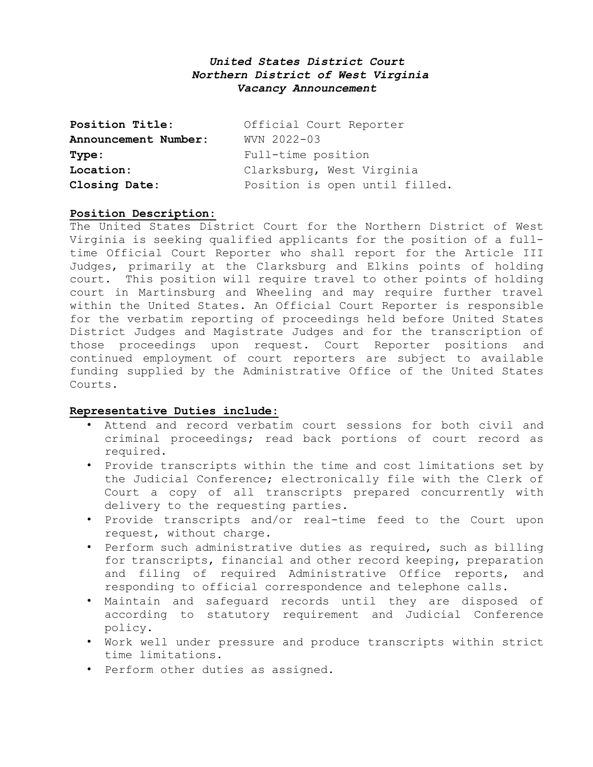***United States District Court***
***Northern District of West Virginia***
***Vacancy Announcement***

| | |
|---|---|
| **Position Title:** | Official Court Reporter |
| **Announcement Number:** | WVN 2022-03 |
| **Type:** | Full-time position |
| **Location:** | Clarksburg, West Virginia |
| **Closing Date:** | Position is open until filled. |

**Position Description:**

The United States District Court for the Northern District of West Virginia is seeking qualified applicants for the position of a full-time Official Court Reporter who shall report for the Article III Judges, primarily at the Clarksburg and Elkins points of holding court. This position will require travel to other points of holding court in Martinsburg and Wheeling and may require further travel within the United States. An Official Court Reporter is responsible for the verbatim reporting of proceedings held before United States District Judges and Magistrate Judges and for the transcription of those proceedings upon request. Court Reporter positions and continued employment of court reporters are subject to available funding supplied by the Administrative Office of the United States Courts.

**Representative Duties include:**

- Attend and record verbatim court sessions for both civil and criminal proceedings; read back portions of court record as required.
- Provide transcripts within the time and cost limitations set by the Judicial Conference; electronically file with the Clerk of Court a copy of all transcripts prepared concurrently with delivery to the requesting parties.
- Provide transcripts and/or real-time feed to the Court upon request, without charge.
- Perform such administrative duties as required, such as billing for transcripts, financial and other record keeping, preparation and filing of required Administrative Office reports, and responding to official correspondence and telephone calls.
- Maintain and safeguard records until they are disposed of according to statutory requirement and Judicial Conference policy.
- Work well under pressure and produce transcripts within strict time limitations.
- Perform other duties as assigned.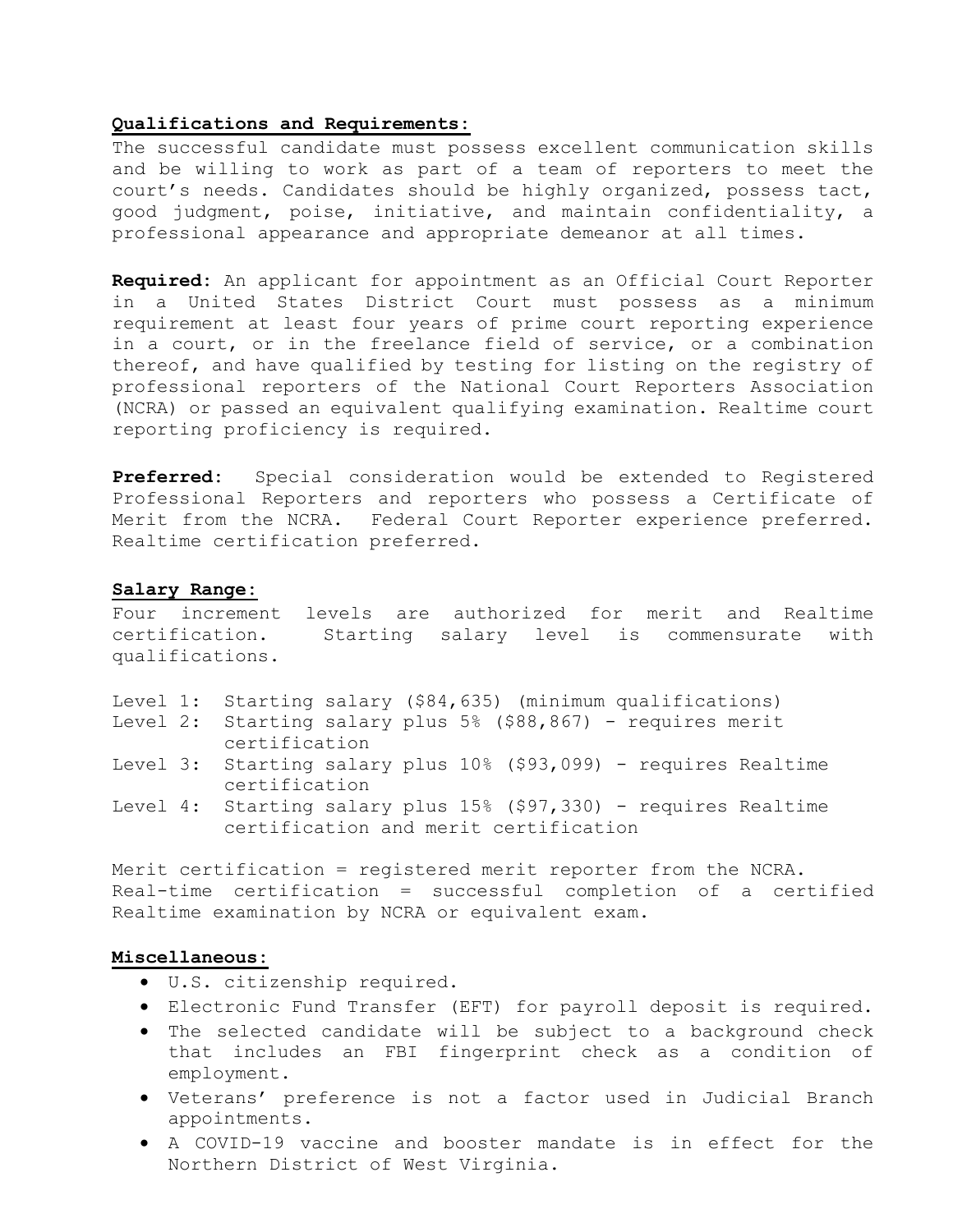**Qualifications and Requirements:**

The successful candidate must possess excellent communication skills and be willing to work as part of a team of reporters to meet the court's needs. Candidates should be highly organized, possess tact, good judgment, poise, initiative, and maintain confidentiality, a professional appearance and appropriate demeanor at all times.

**Required:** An applicant for appointment as an Official Court Reporter in a United States District Court must possess as a minimum requirement at least four years of prime court reporting experience in a court, or in the freelance field of service, or a combination thereof, and have qualified by testing for listing on the registry of professional reporters of the National Court Reporters Association (NCRA) or passed an equivalent qualifying examination. Realtime court reporting proficiency is required.

**Preferred:** Special consideration would be extended to Registered Professional Reporters and reporters who possess a Certificate of Merit from the NCRA. Federal Court Reporter experience preferred. Realtime certification preferred.

**Salary Range:**

Four increment levels are authorized for merit and Realtime certification. Starting salary level is commensurate with qualifications.

- Level 1: Starting salary ($84,635) (minimum qualifications)
- Level 2: Starting salary plus 5% ($88,867) - requires merit certification
- Level 3: Starting salary plus 10% ($93,099) - requires Realtime certification
- Level 4: Starting salary plus 15% ($97,330) - requires Realtime certification and merit certification

Merit certification = registered merit reporter from the NCRA.
Real-time certification = successful completion of a certified Realtime examination by NCRA or equivalent exam.

**Miscellaneous:**

- U.S. citizenship required.
- Electronic Fund Transfer (EFT) for payroll deposit is required.
- The selected candidate will be subject to a background check that includes an FBI fingerprint check as a condition of employment.
- Veterans' preference is not a factor used in Judicial Branch appointments.
- A COVID-19 vaccine and booster mandate is in effect for the Northern District of West Virginia.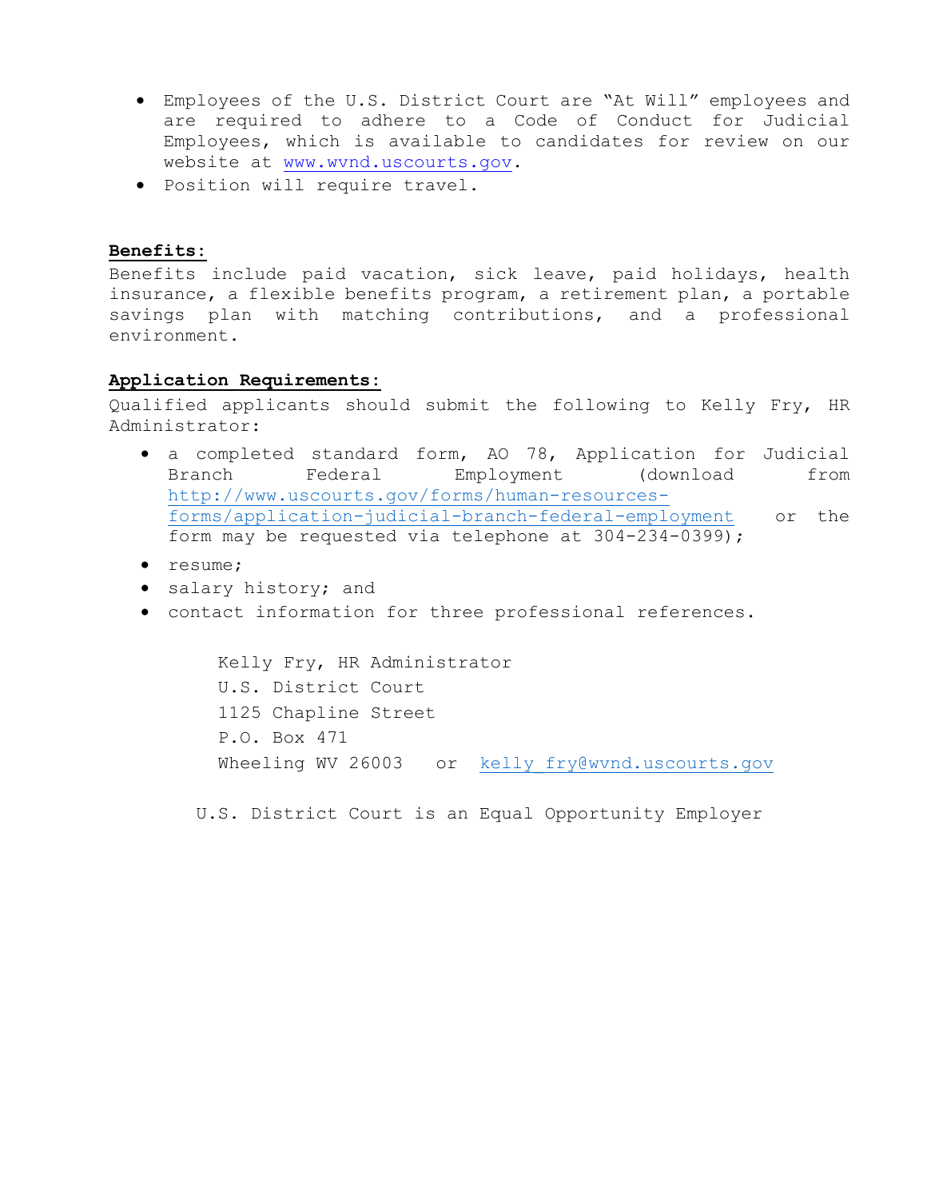- Employees of the U.S. District Court are "At Will" employees and are required to adhere to a Code of Conduct for Judicial Employees, which is available to candidates for review on our website at www.wvnd.uscourts.gov.
- Position will require travel.

**Benefits:**

Benefits include paid vacation, sick leave, paid holidays, health insurance, a flexible benefits program, a retirement plan, a portable savings plan with matching contributions, and a professional environment.

**Application Requirements:**

Qualified applicants should submit the following to Kelly Fry, HR Administrator:

- a completed standard form, AO 78, Application for Judicial Branch Federal Employment (download from http://www.uscourts.gov/forms/human-resources-forms/application-judicial-branch-federal-employment or the form may be requested via telephone at 304-234-0399);
- resume;
- salary history; and
- contact information for three professional references.

Kelly Fry, HR Administrator
U.S. District Court
1125 Chapline Street
P.O. Box 471
Wheeling WV 26003 or kelly_fry@wvnd.uscourts.gov

U.S. District Court is an Equal Opportunity Employer